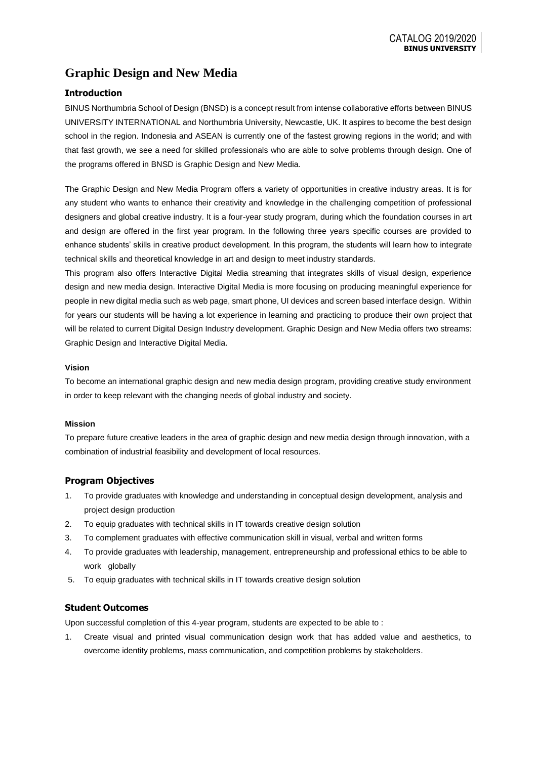# Graphic Design and New Media

## Introduction

BINUS Northumbria School of Design (BNSD) is a concept result from intense collaborative efforts between BINUS UNIVERSITY INTERNATIONAL and Northumbria University, Newcastle, UK. It aspires to become the best design school in the region. Indonesia and ASEAN is currently one of the fastest growing regions in the world; and with that fast growth, we see a need for skilled professionals who are able to solve problems through design. One of the programs offered in BNSD is Graphic Design and New Media.

The Graphic Design and New Media Program offers a variety of opportunities in creative industry areas. It is for any student who wants to enhance their creativity and knowledge in the challenging competition of professional designers and global creative industry. It is a four-year study program, during which the foundation courses in art and design are offered in the first year program. In the following three years specific courses are provided to enhance students' skills in creative product development. In this program, the students will learn how to integrate technical skills and theoretical knowledge in art and design to meet industry standards.

This program also offers Interactive Digital Media streaming that integrates skills of visual design, experience design and new media design. Interactive Digital Media is more focusing on producing meaningful experience for people in new digital media such as web page, smart phone, UI devices and screen based interface design. Within for years our students will be having a lot experience in learning and practicing to produce their own project that will be related to current Digital Design Industry development. Graphic Design and New Media offers two streams: Graphic Design and Interactive Digital Media.

### Vision

To become an international graphic design and new media design program, providing creative study environment in order to keep relevant with the changing needs of global industry and society.

### Mission

To prepare future creative leaders in the area of graphic design and new media design through innovation, with a combination of industrial feasibility and development of local resources.

## Program Objectives

1. To provide graduates with knowledge and understanding in conceptual design development, analysis and project design production
2. To equip graduates with technical skills in IT towards creative design solution
3. To complement graduates with effective communication skill in visual, verbal and written forms
4. To provide graduates with leadership, management, entrepreneurship and professional ethics to be able to work globally
5. To equip graduates with technical skills in IT towards creative design solution

## Student Outcomes

Upon successful completion of this 4-year program, students are expected to be able to :

1. Create visual and printed visual communication design work that has added value and aesthetics, to overcome identity problems, mass communication, and competition problems by stakeholders.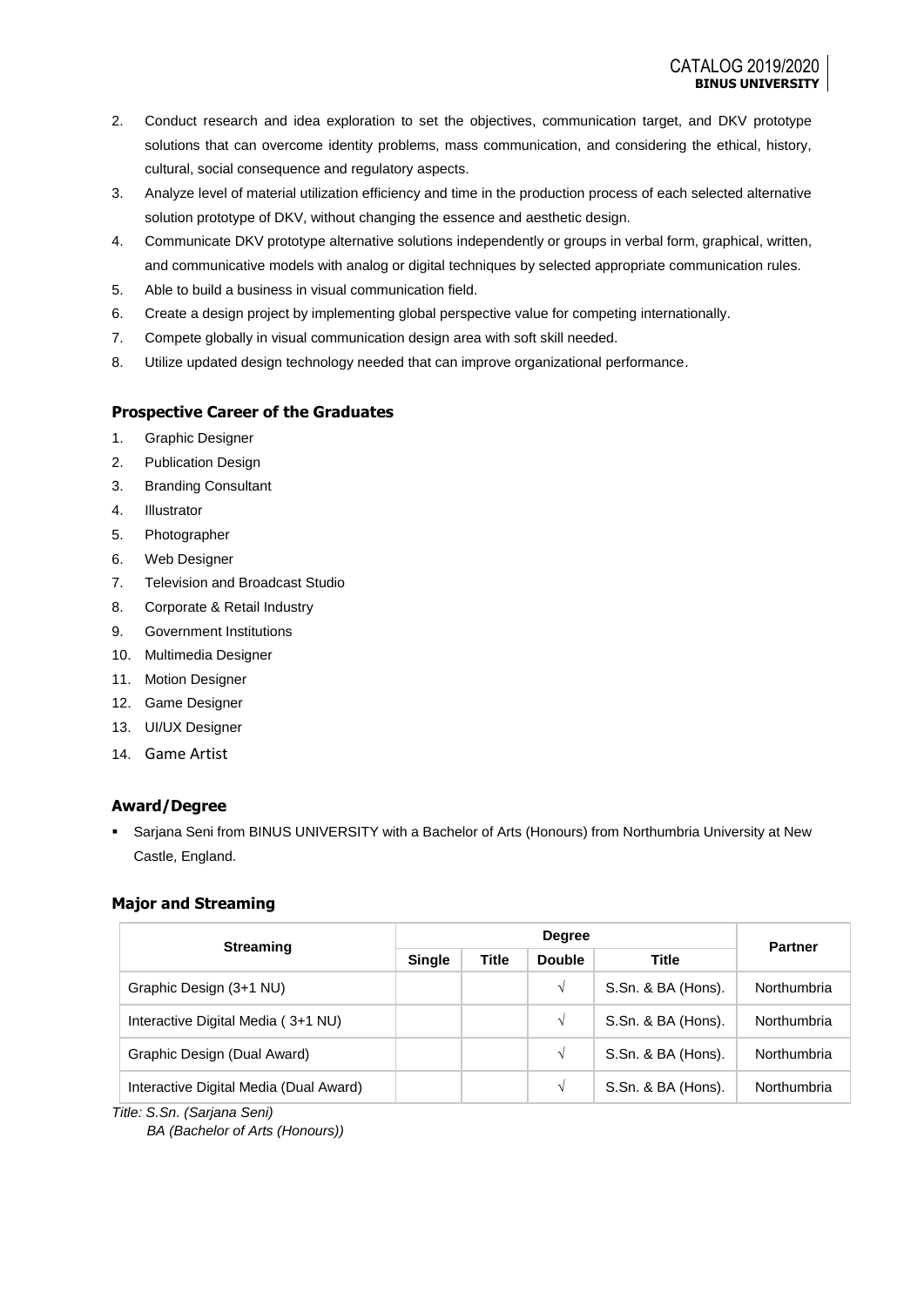2. Conduct research and idea exploration to set the objectives, communication target, and DKV prototype solutions that can overcome identity problems, mass communication, and considering the ethical, history, cultural, social consequence and regulatory aspects.
3. Analyze level of material utilization efficiency and time in the production process of each selected alternative solution prototype of DKV, without changing the essence and aesthetic design.
4. Communicate DKV prototype alternative solutions independently or groups in verbal form, graphical, written, and communicative models with analog or digital techniques by selected appropriate communication rules.
5. Able to build a business in visual communication field.
6. Create a design project by implementing global perspective value for competing internationally.
7. Compete globally in visual communication design area with soft skill needed.
8. Utilize updated design technology needed that can improve organizational performance.

### Prospective Career of the Graduates

1. Graphic Designer
2. Publication Design
3. Branding Consultant
4. Illustrator
5. Photographer
6. Web Designer
7. Television and Broadcast Studio
8. Corporate & Retail Industry
9. Government Institutions
10. Multimedia Designer
11. Motion Designer
12. Game Designer
13. UI/UX Designer
14. Game Artist

### Award/Degree

- Sarjana Seni from BINUS UNIVERSITY with a Bachelor of Arts (Honours) from Northumbria University at New Castle, England.

### Major and Streaming

| Streaming | Degree | | | | Partner |
|---|---|---|---|---|---|
| | Single | Title | Double | Title | |
| Graphic Design (3+1 NU) | | | √ | S.Sn. & BA (Hons). | Northumbria |
| Interactive Digital Media ( 3+1 NU) | | | √ | S.Sn. & BA (Hons). | Northumbria |
| Graphic Design (Dual Award) | | | √ | S.Sn. & BA (Hons). | Northumbria |
| Interactive Digital Media (Dual Award) | | | √ | S.Sn. & BA (Hons). | Northumbria |

*Title: S.Sn. (Sarjana Seni)*
*BA (Bachelor of Arts (Honours))*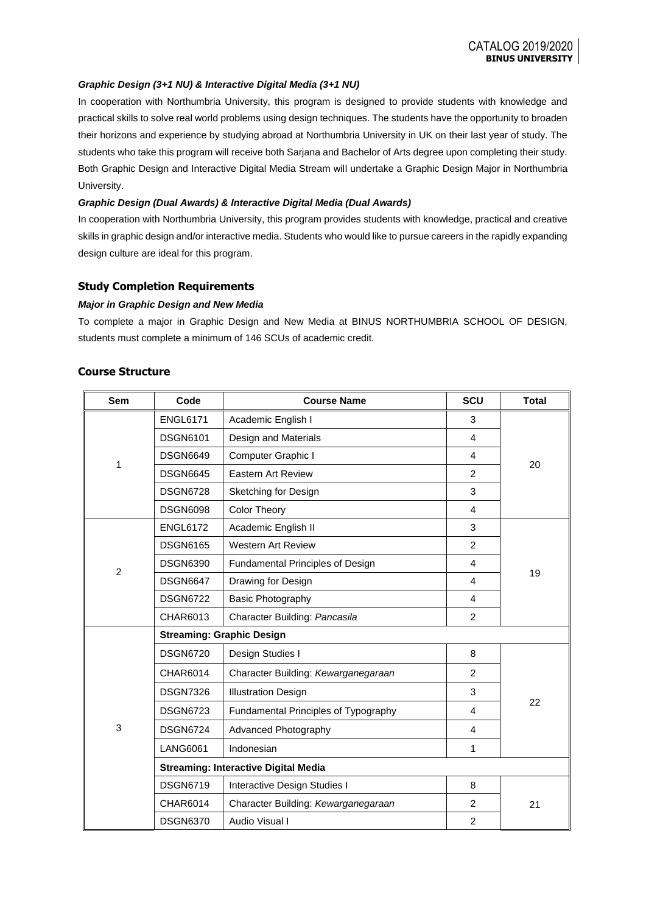#### *Graphic Design (3+1 NU) & Interactive Digital Media (3+1 NU)*

In cooperation with Northumbria University, this program is designed to provide students with knowledge and practical skills to solve real world problems using design techniques. The students have the opportunity to broaden their horizons and experience by studying abroad at Northumbria University in UK on their last year of study. The students who take this program will receive both Sarjana and Bachelor of Arts degree upon completing their study. Both Graphic Design and Interactive Digital Media Stream will undertake a Graphic Design Major in Northumbria University.

#### *Graphic Design (Dual Awards) & Interactive Digital Media (Dual Awards)*

In cooperation with Northumbria University, this program provides students with knowledge, practical and creative skills in graphic design and/or interactive media. Students who would like to pursue careers in the rapidly expanding design culture are ideal for this program.

## Study Completion Requirements

#### *Major in Graphic Design and New Media*

To complete a major in Graphic Design and New Media at BINUS NORTHUMBRIA SCHOOL OF DESIGN, students must complete a minimum of 146 SCUs of academic credit.

## Course Structure

| Sem | Code | Course Name | SCU | Total |
|---|---|---|---|---|
| 1 | ENGL6171 | Academic English I | 3 | 20 |
| | DSGN6101 | Design and Materials | 4 | |
| | DSGN6649 | Computer Graphic I | 4 | |
| | DSGN6645 | Eastern Art Review | 2 | |
| | DSGN6728 | Sketching for Design | 3 | |
| | DSGN6098 | Color Theory | 4 | |
| 2 | ENGL6172 | Academic English II | 3 | 19 |
| | DSGN6165 | Western Art Review | 2 | |
| | DSGN6390 | Fundamental Principles of Design | 4 | |
| | DSGN6647 | Drawing for Design | 4 | |
| | DSGN6722 | Basic Photography | 4 | |
| | CHAR6013 | Character Building: *Pancasila* | 2 | |
| 3 | **Streaming: Graphic Design** | | | |
| | DSGN6720 | Design Studies I | 8 | 22 |
| | CHAR6014 | Character Building: *Kewarganegaraan* | 2 | |
| | DSGN7326 | Illustration Design | 3 | |
| | DSGN6723 | Fundamental Principles of Typography | 4 | |
| | DSGN6724 | Advanced Photography | 4 | |
| | LANG6061 | Indonesian | 1 | |
| | **Streaming: Interactive Digital Media** | | | |
| | DSGN6719 | Interactive Design Studies I | 8 | 21 |
| | CHAR6014 | Character Building: *Kewarganegaraan* | 2 | |
| | DSGN6370 | Audio Visual I | 2 | |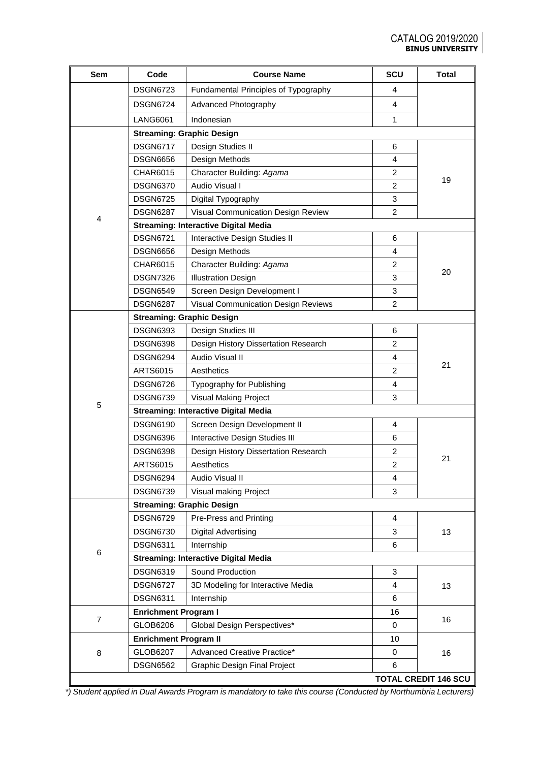| Sem | Code | Course Name | SCU | Total |
|---|---|---|---|---|
| | DSGN6723 | Fundamental Principles of Typography | 4 | |
| | DSGN6724 | Advanced Photography | 4 | |
| | LANG6061 | Indonesian | 1 | |
| 4 | **Streaming: Graphic Design** | | | |
| | DSGN6717 | Design Studies II | 6 | 19 |
| | DSGN6656 | Design Methods | 4 | |
| | CHAR6015 | Character Building: *Agama* | 2 | |
| | DSGN6370 | Audio Visual I | 2 | |
| | DSGN6725 | Digital Typography | 3 | |
| | DSGN6287 | Visual Communication Design Review | 2 | |
| | **Streaming: Interactive Digital Media** | | | |
| | DSGN6721 | Interactive Design Studies II | 6 | 20 |
| | DSGN6656 | Design Methods | 4 | |
| | CHAR6015 | Character Building: *Agama* | 2 | |
| | DSGN7326 | Illustration Design | 3 | |
| | DSGN6549 | Screen Design Development I | 3 | |
| | DSGN6287 | Visual Communication Design Reviews | 2 | |
| 5 | **Streaming: Graphic Design** | | | |
| | DSGN6393 | Design Studies III | 6 | 21 |
| | DSGN6398 | Design History Dissertation Research | 2 | |
| | DSGN6294 | Audio Visual II | 4 | |
| | ARTS6015 | Aesthetics | 2 | |
| | DSGN6726 | Typography for Publishing | 4 | |
| | DSGN6739 | Visual Making Project | 3 | |
| | **Streaming: Interactive Digital Media** | | | |
| | DSGN6190 | Screen Design Development II | 4 | 21 |
| | DSGN6396 | Interactive Design Studies III | 6 | |
| | DSGN6398 | Design History Dissertation Research | 2 | |
| | ARTS6015 | Aesthetics | 2 | |
| | DSGN6294 | Audio Visual II | 4 | |
| | DSGN6739 | Visual making Project | 3 | |
| 6 | **Streaming: Graphic Design** | | | |
| | DSGN6729 | Pre-Press and Printing | 4 | 13 |
| | DSGN6730 | Digital Advertising | 3 | |
| | DSGN6311 | Internship | 6 | |
| | **Streaming: Interactive Digital Media** | | | |
| | DSGN6319 | Sound Production | 3 | 13 |
| | DSGN6727 | 3D Modeling for Interactive Media | 4 | |
| | DSGN6311 | Internship | 6 | |
| 7 | **Enrichment Program I** | | 16 | 16 |
| | GLOB6206 | Global Design Perspectives* | 0 | |
| 8 | **Enrichment Program II** | | 10 | 16 |
| | GLOB6207 | Advanced Creative Practice* | 0 | |
| | DSGN6562 | Graphic Design Final Project | 6 | |
| | | | | **TOTAL CREDIT 146 SCU** |

*\*) Student applied in Dual Awards Program is mandatory to take this course (Conducted by Northumbria Lecturers)*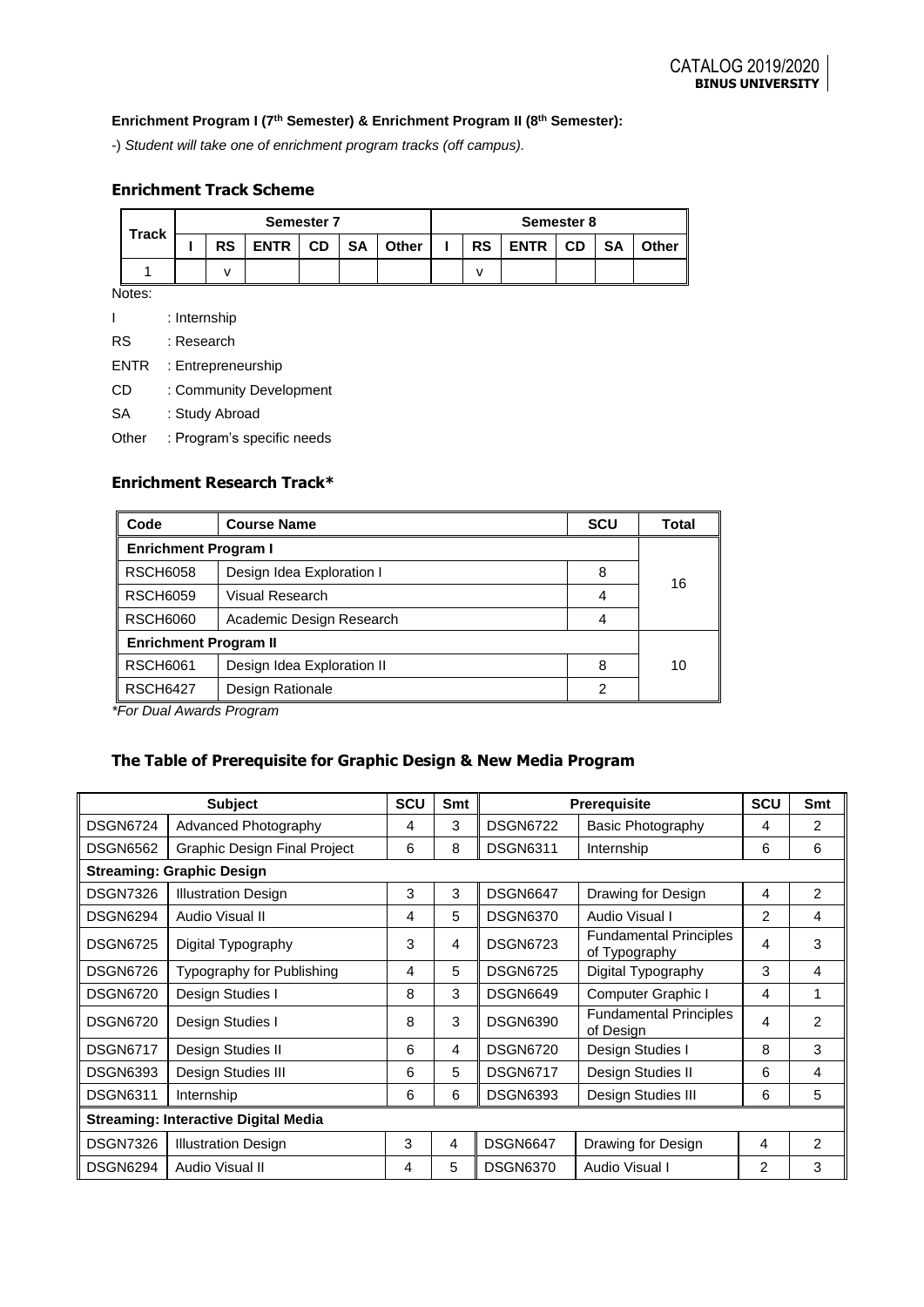**Enrichment Program I (7th Semester) & Enrichment Program II (8th Semester):**

-) *Student will take one of enrichment program tracks (off campus).*

### Enrichment Track Scheme

| Track | Semester 7 | | | | | | Semester 8 | | | | | |
|---|---|---|---|---|---|---|---|---|---|---|---|---|
| | I | RS | ENTR | CD | SA | Other | I | RS | ENTR | CD | SA | Other |
| 1 | | v | | | | | | v | | | | |

Notes:

I : Internship

RS : Research

ENTR : Entrepreneurship

CD : Community Development

SA : Study Abroad

Other : Program's specific needs

### Enrichment Research Track*

| Code | Course Name | SCU | Total |
|---|---|---|---|
| **Enrichment Program I** | | | |
| RSCH6058 | Design Idea Exploration I | 8 | 16 |
| RSCH6059 | Visual Research | 4 | |
| RSCH6060 | Academic Design Research | 4 | |
| **Enrichment Program II** | | | |
| RSCH6061 | Design Idea Exploration II | 8 | 10 |
| RSCH6427 | Design Rationale | 2 | |

*\*For Dual Awards Program*

### The Table of Prerequisite for Graphic Design & New Media Program

| Subject | | SCU | Smt | Prerequisite | | SCU | Smt |
|---|---|---|---|---|---|---|---|
| DSGN6724 | Advanced Photography | 4 | 3 | DSGN6722 | Basic Photography | 4 | 2 |
| DSGN6562 | Graphic Design Final Project | 6 | 8 | DSGN6311 | Internship | 6 | 6 |
| **Streaming: Graphic Design** | | | | | | | |
| DSGN7326 | Illustration Design | 3 | 3 | DSGN6647 | Drawing for Design | 4 | 2 |
| DSGN6294 | Audio Visual II | 4 | 5 | DSGN6370 | Audio Visual I | 2 | 4 |
| DSGN6725 | Digital Typography | 3 | 4 | DSGN6723 | Fundamental Principles of Typography | 4 | 3 |
| DSGN6726 | Typography for Publishing | 4 | 5 | DSGN6725 | Digital Typography | 3 | 4 |
| DSGN6720 | Design Studies I | 8 | 3 | DSGN6649 | Computer Graphic I | 4 | 1 |
| DSGN6720 | Design Studies I | 8 | 3 | DSGN6390 | Fundamental Principles of Design | 4 | 2 |
| DSGN6717 | Design Studies II | 6 | 4 | DSGN6720 | Design Studies I | 8 | 3 |
| DSGN6393 | Design Studies III | 6 | 5 | DSGN6717 | Design Studies II | 6 | 4 |
| DSGN6311 | Internship | 6 | 6 | DSGN6393 | Design Studies III | 6 | 5 |
| **Streaming: Interactive Digital Media** | | | | | | | |
| DSGN7326 | Illustration Design | 3 | 4 | DSGN6647 | Drawing for Design | 4 | 2 |
| DSGN6294 | Audio Visual II | 4 | 5 | DSGN6370 | Audio Visual I | 2 | 3 |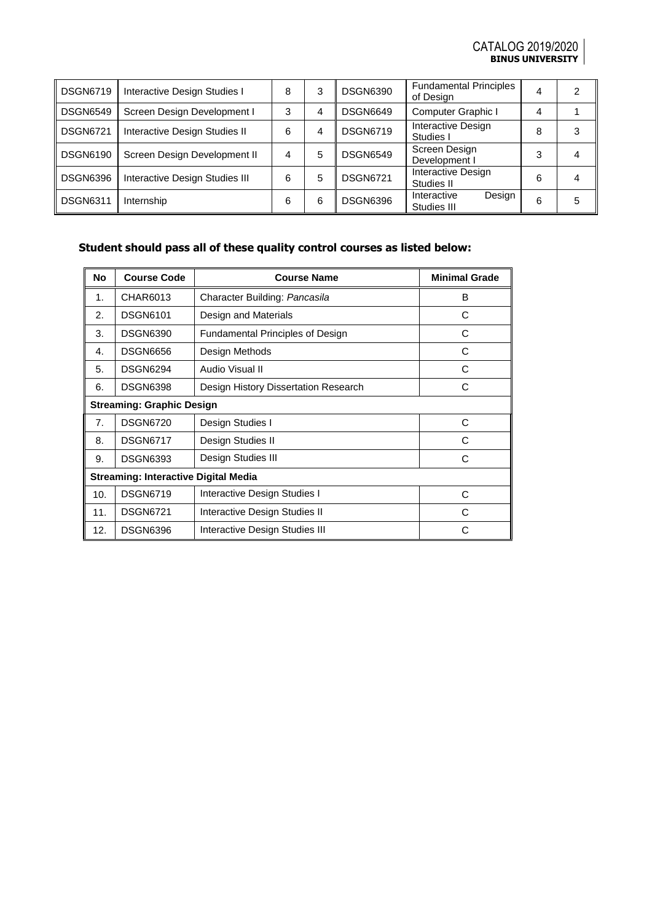| | | | | | | | |
|---|---|---|---|---|---|---|---|
| DSGN6719 | Interactive Design Studies I | 8 | 3 | DSGN6390 | Fundamental Principles of Design | 4 | 2 |
| DSGN6549 | Screen Design Development I | 3 | 4 | DSGN6649 | Computer Graphic I | 4 | 1 |
| DSGN6721 | Interactive Design Studies II | 6 | 4 | DSGN6719 | Interactive Design Studies I | 8 | 3 |
| DSGN6190 | Screen Design Development II | 4 | 5 | DSGN6549 | Screen Design Development I | 3 | 4 |
| DSGN6396 | Interactive Design Studies III | 6 | 5 | DSGN6721 | Interactive Design Studies II | 6 | 4 |
| DSGN6311 | Internship | 6 | 6 | DSGN6396 | Interactive Design Studies III | 6 | 5 |

**Student should pass all of these quality control courses as listed below:**

| No | Course Code | Course Name | Minimal Grade |
|---|---|---|---|
| 1. | CHAR6013 | Character Building: *Pancasila* | B |
| 2. | DSGN6101 | Design and Materials | C |
| 3. | DSGN6390 | Fundamental Principles of Design | C |
| 4. | DSGN6656 | Design Methods | C |
| 5. | DSGN6294 | Audio Visual II | C |
| 6. | DSGN6398 | Design History Dissertation Research | C |
| **Streaming: Graphic Design** | | | |
| 7. | DSGN6720 | Design Studies I | C |
| 8. | DSGN6717 | Design Studies II | C |
| 9. | DSGN6393 | Design Studies III | C |
| **Streaming: Interactive Digital Media** | | | |
| 10. | DSGN6719 | Interactive Design Studies I | C |
| 11. | DSGN6721 | Interactive Design Studies II | C |
| 12. | DSGN6396 | Interactive Design Studies III | C |